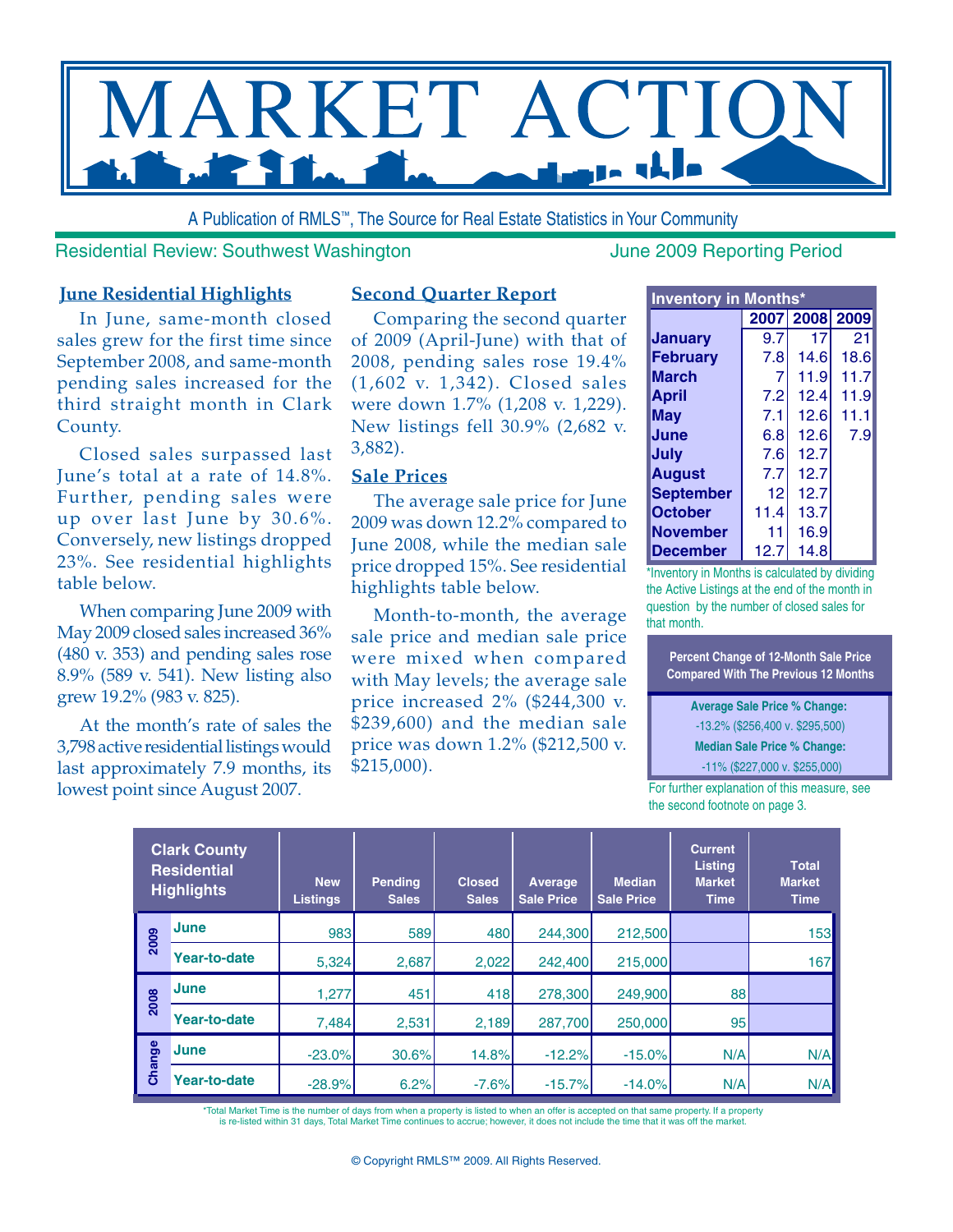# MARKET ACTION

A Publication of RMLS™, The Source for Real Estate Statistics in Your Community

Residential Review: Southwest Washington

June 2009 Reporting Period

## June Residential Highlights

In June, same-month closed sales grew for the first time since September 2008, and same-month pending sales increased for the third straight month in Clark County.

Closed sales surpassed last June's total at a rate of 14.8%. Further, pending sales were up over last June by 30.6%. Conversely, new listings dropped 23%. See residential highlights table below.

When comparing June 2009 with May 2009 closed sales increased 36% (480 v. 353) and pending sales rose 8.9% (589 v. 541). New listing also grew 19.2% (983 v. 825).

At the month's rate of sales the 3,798 active residential listings would last approximately 7.9 months, its lowest point since August 2007.

## Second Quarter Report

Comparing the second quarter of 2009 (April-June) with that of 2008, pending sales rose 19.4% (1,602 v. 1,342). Closed sales were down 1.7% (1,208 v. 1,229). New listings fell 30.9% (2,682 v. 3,882).

## Sale Prices

The average sale price for June 2009 was down 12.2% compared to June 2008, while the median sale price dropped 15%. See residential highlights table below.

Month-to-month, the average sale price and median sale price were mixed when compared with May levels; the average sale price increased 2% ($244,300 v. $239,600) and the median sale price was down 1.2% ($212,500 v. $215,000).

| Inventory in Months* | 2007 | 2008 | 2009 |
|---|---|---|---|
| January | 9.7 | 17 | 21 |
| February | 7.8 | 14.6 | 18.6 |
| March | 7 | 11.9 | 11.7 |
| April | 7.2 | 12.4 | 11.9 |
| May | 7.1 | 12.6 | 11.1 |
| June | 6.8 | 12.6 | 7.9 |
| July | 7.6 | 12.7 | |
| August | 7.7 | 12.7 | |
| September | 12 | 12.7 | |
| October | 11.4 | 13.7 | |
| November | 11 | 16.9 | |
| December | 12.7 | 14.8 | |

*Inventory in Months is calculated by dividing the Active Listings at the end of the month in question by the number of closed sales for that month.

**Percent Change of 12-Month Sale Price Compared With The Previous 12 Months**

**Average Sale Price % Change:**
-13.2% ($256,400 v. $295,500)

**Median Sale Price % Change:**
-11% ($227,000 v. $255,000)

For further explanation of this measure, see the second footnote on page 3.

| Clark County Residential Highlights | | New Listings | Pending Sales | Closed Sales | Average Sale Price | Median Sale Price | Current Listing Market Time | Total Market Time |
|---|---|---|---|---|---|---|---|---|
| 2009 | June | 983 | 589 | 480 | 244,300 | 212,500 | | 153 |
| | Year-to-date | 5,324 | 2,687 | 2,022 | 242,400 | 215,000 | | 167 |
| 2008 | June | 1,277 | 451 | 418 | 278,300 | 249,900 | 88 | |
| | Year-to-date | 7,484 | 2,531 | 2,189 | 287,700 | 250,000 | 95 | |
| Change | June | -23.0% | 30.6% | 14.8% | -12.2% | -15.0% | N/A | N/A |
| | Year-to-date | -28.9% | 6.2% | -7.6% | -15.7% | -14.0% | N/A | N/A |

*Total Market Time is the number of days from when a property is listed to when an offer is accepted on that same property. If a property is re-listed within 31 days, Total Market Time continues to accrue; however, it does not include the time that it was off the market.

© Copyright RMLS™ 2009. All Rights Reserved.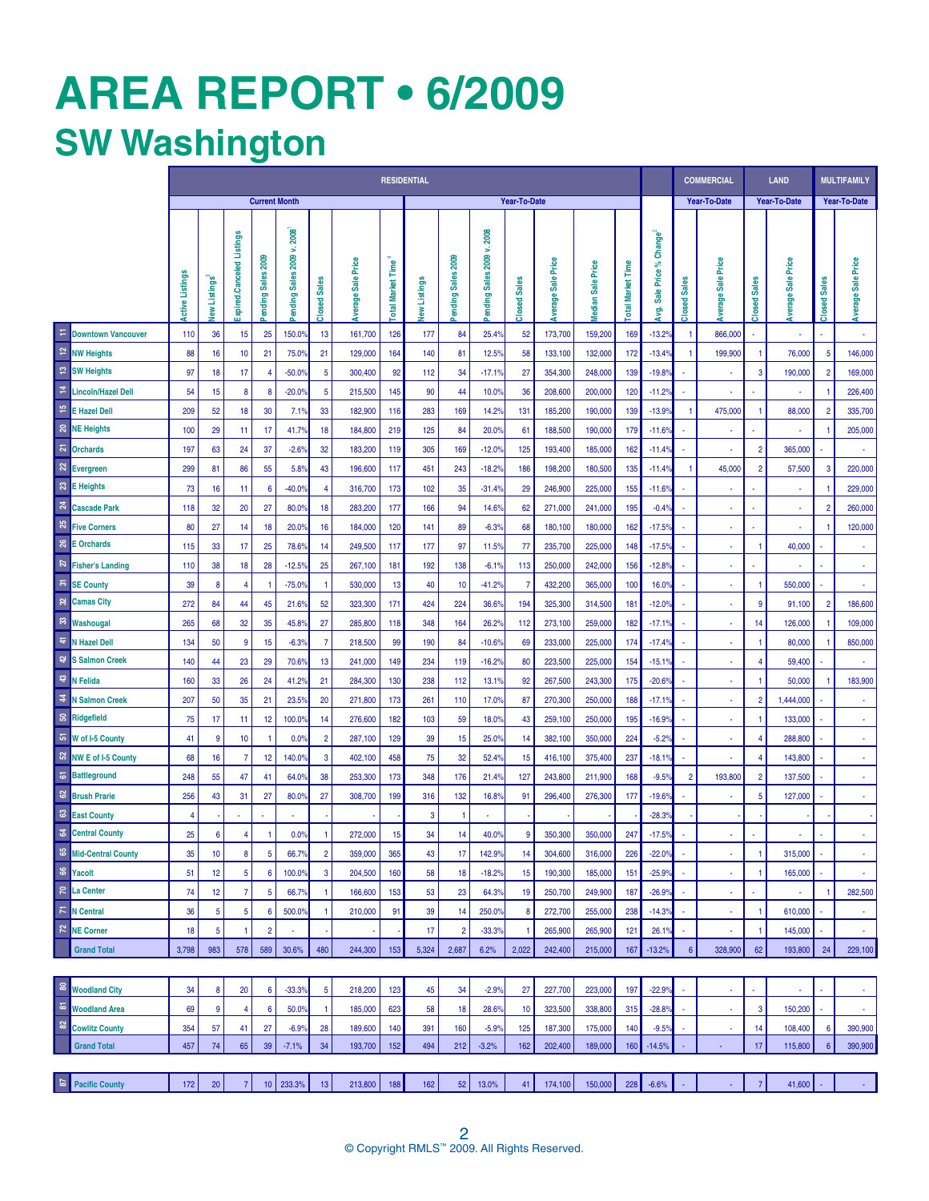# AREA REPORT • 6/2009

## SW Washington

| | | RESIDENTIAL | | | | | | | | | | | | | | | | | COMMERCIAL | | LAND | | MULTIFAMILY | |
|---|---|---|---|---|---|---|---|---|---|---|---|---|---|---|---|---|---|---|---|---|---|---|---|---|
| | | Current Month | | | | | | | | Year-To-Date | | | | | | | | | Year-To-Date | | Year-To-Date | | Year-To-Date | |
| | | Active Listings | New Listings[3] | Expired.Canceled Listings | Pending Sales 2009 | Pending Sales 2009 v. 2008[1] | Closed Sales | Average Sale Price | Total Market Time[4] | New Listings | Pending Sales 2009 | Pending Sales 2009 v. 2008 | Closed Sales | Average Sale Price | Median Sale Price | Total Market Time | Avg. Sale Price % Change[2] | Closed Sales | Average Sale Price | Closed Sales | Average Sale Price | Closed Sales | Average Sale Price |
| 11 | Downtown Vancouver | 110 | 36 | 15 | 25 | 150.0% | 13 | 161,700 | 126 | 177 | 84 | 25.4% | 52 | 173,700 | 159,200 | 169 | -13.2% | 1 | 866,000 | - | - | - | - |
| 12 | NW Heights | 88 | 16 | 10 | 21 | 75.0% | 21 | 129,000 | 164 | 140 | 81 | 12.5% | 58 | 133,100 | 132,000 | 172 | -13.4% | 1 | 199,900 | 1 | 76,000 | 5 | 146,000 |
| 13 | SW Heights | 97 | 18 | 17 | 4 | -50.0% | 5 | 300,400 | 92 | 112 | 34 | -17.1% | 27 | 354,300 | 248,000 | 139 | -19.8% | - | - | 3 | 190,000 | 2 | 169,000 |
| 14 | Lincoln/Hazel Dell | 54 | 15 | 8 | 8 | -20.0% | 5 | 215,500 | 145 | 90 | 44 | 10.0% | 36 | 208,600 | 200,000 | 120 | -11.2% | - | - | - | - | 1 | 226,400 |
| 15 | E Hazel Dell | 209 | 52 | 18 | 30 | 7.1% | 33 | 182,900 | 116 | 283 | 169 | 14.2% | 131 | 185,200 | 190,000 | 139 | -13.9% | 1 | 475,000 | 1 | 88,000 | 2 | 335,700 |
| 20 | NE Heights | 100 | 29 | 11 | 17 | 41.7% | 18 | 184,800 | 219 | 125 | 84 | 20.0% | 61 | 188,500 | 190,000 | 179 | -11.6% | - | - | - | - | 1 | 205,000 |
| 21 | Orchards | 197 | 63 | 24 | 37 | -2.6% | 32 | 183,200 | 119 | 305 | 169 | -12.0% | 125 | 193,400 | 185,000 | 162 | -11.4% | - | - | 2 | 365,000 | - | - |
| 22 | Evergreen | 299 | 81 | 86 | 55 | 5.8% | 43 | 196,600 | 117 | 451 | 243 | -18.2% | 186 | 198,200 | 180,500 | 135 | -11.4% | 1 | 45,000 | 2 | 57,500 | 3 | 220,000 |
| 23 | E Heights | 73 | 16 | 11 | 6 | -40.0% | 4 | 316,700 | 173 | 102 | 35 | -31.4% | 29 | 246,900 | 225,000 | 155 | -11.6% | - | - | - | - | 1 | 229,000 |
| 24 | Cascade Park | 118 | 32 | 20 | 27 | 80.0% | 18 | 283,200 | 177 | 166 | 94 | 14.6% | 62 | 271,000 | 241,000 | 195 | -0.4% | - | - | - | - | 2 | 260,000 |
| 25 | Five Corners | 80 | 27 | 14 | 18 | 20.0% | 16 | 184,000 | 120 | 141 | 89 | -6.3% | 68 | 180,100 | 180,000 | 162 | -17.5% | - | - | - | - | 1 | 120,000 |
| 26 | E Orchards | 115 | 33 | 17 | 25 | 78.6% | 14 | 249,500 | 117 | 177 | 97 | 11.5% | 77 | 235,700 | 225,000 | 148 | -17.5% | - | - | 1 | 40,000 | - | - |
| 27 | Fisher's Landing | 110 | 38 | 18 | 28 | -12.5% | 25 | 267,100 | 181 | 192 | 138 | -6.1% | 113 | 250,000 | 242,000 | 156 | -12.8% | - | - | - | - | - | - |
| 31 | SE County | 39 | 8 | 4 | 1 | -75.0% | 1 | 530,000 | 13 | 40 | 10 | -41.2% | 7 | 432,200 | 365,000 | 100 | 16.0% | - | - | 1 | 550,000 | - | - |
| 32 | Camas City | 272 | 84 | 44 | 45 | 21.6% | 52 | 323,300 | 171 | 424 | 224 | 36.6% | 194 | 325,300 | 314,500 | 181 | -12.0% | - | - | 9 | 91,100 | 2 | 186,600 |
| 33 | Washougal | 265 | 68 | 32 | 35 | 45.8% | 27 | 285,800 | 118 | 348 | 164 | 26.2% | 112 | 273,100 | 259,000 | 182 | -17.1% | - | - | 14 | 126,000 | 1 | 109,000 |
| 41 | N Hazel Dell | 134 | 50 | 9 | 15 | -6.3% | 7 | 218,500 | 99 | 190 | 84 | -10.6% | 69 | 233,000 | 225,000 | 174 | -17.4% | - | - | 1 | 80,000 | 1 | 850,000 |
| 42 | S Salmon Creek | 140 | 44 | 23 | 29 | 70.6% | 13 | 241,000 | 149 | 234 | 119 | -16.2% | 80 | 223,500 | 225,000 | 154 | -15.1% | - | - | 4 | 59,400 | - | - |
| 43 | N Felida | 160 | 33 | 26 | 24 | 41.2% | 21 | 284,300 | 130 | 238 | 112 | 13.1% | 92 | 267,500 | 243,300 | 175 | -20.6% | - | - | 1 | 50,000 | 1 | 183,900 |
| 44 | N Salmon Creek | 207 | 50 | 35 | 21 | 23.5% | 20 | 271,800 | 173 | 261 | 110 | 17.0% | 87 | 270,300 | 250,000 | 188 | -17.1% | - | - | 2 | 1,444,000 | - | - |
| 50 | Ridgefield | 75 | 17 | 11 | 12 | 100.0% | 14 | 276,600 | 182 | 103 | 59 | 18.0% | 43 | 259,100 | 250,000 | 195 | -16.9% | - | - | 1 | 133,000 | - | - |
| 51 | W of I-5 County | 41 | 9 | 10 | 1 | 0.0% | 2 | 287,100 | 129 | 39 | 15 | 25.0% | 14 | 382,100 | 350,000 | 224 | -5.2% | - | - | 4 | 288,800 | - | - |
| 52 | NW E of I-5 County | 68 | 16 | 7 | 12 | 140.0% | 3 | 402,100 | 458 | 75 | 32 | 52.4% | 15 | 416,100 | 375,400 | 237 | -18.1% | - | - | 4 | 143,800 | - | - |
| 61 | Battleground | 248 | 55 | 47 | 41 | 64.0% | 38 | 253,300 | 173 | 348 | 176 | 21.4% | 127 | 243,800 | 211,900 | 168 | -9.5% | 2 | 193,800 | 2 | 137,500 | - | - |
| 62 | Brush Prarie | 256 | 43 | 31 | 27 | 80.0% | 27 | 308,700 | 199 | 316 | 132 | 16.8% | 91 | 296,400 | 276,300 | 177 | -19.6% | - | - | 5 | 127,000 | - | - |
| 63 | East County | 4 | - | - | - | - | - | - | - | 3 | 1 | - | - | - | - | - | -28.3% | - | - | - | - | - | - |
| 64 | Central County | 25 | 6 | 4 | 1 | 0.0% | 1 | 272,000 | 15 | 34 | 14 | 40.0% | 9 | 350,300 | 350,000 | 247 | -17.5% | - | - | - | - | - | - |
| 65 | Mid-Central County | 35 | 10 | 8 | 5 | 66.7% | 2 | 359,000 | 365 | 43 | 17 | 142.9% | 14 | 304,600 | 316,000 | 226 | -22.0% | - | - | 1 | 315,000 | - | - |
| 66 | Yacolt | 51 | 12 | 5 | 6 | 100.0% | 3 | 204,500 | 160 | 58 | 18 | -18.2% | 15 | 190,300 | 185,000 | 151 | -25.9% | - | - | 1 | 165,000 | - | - |
| 70 | La Center | 74 | 12 | 7 | 5 | 66.7% | 1 | 166,600 | 153 | 53 | 23 | 64.3% | 19 | 250,700 | 249,900 | 187 | -26.9% | - | - | - | - | 1 | 282,500 |
| 71 | N Central | 36 | 5 | 5 | 6 | 500.0% | 1 | 210,000 | 91 | 39 | 14 | 250.0% | 8 | 272,700 | 255,000 | 238 | -14.3% | - | - | 1 | 610,000 | - | - |
| 72 | NE Corner | 18 | 5 | 1 | 2 | - | - | - | - | 17 | 2 | -33.3% | 1 | 265,900 | 265,900 | 121 | 26.1% | - | - | 1 | 145,000 | - | - |
| | Grand Total | 3,798 | 983 | 578 | 589 | 30.6% | 480 | 244,300 | 153 | 5,324 | 2,687 | 6.2% | 2,022 | 242,400 | 215,000 | 167 | -13.2% | 6 | 328,900 | 62 | 193,800 | 24 | 229,100 |
| 80 | Woodland City | 34 | 8 | 20 | 6 | -33.3% | 5 | 218,200 | 123 | 45 | 34 | -2.9% | 27 | 227,700 | 223,000 | 197 | -22.9% | - | - | - | - | - | - |
| 81 | Woodland Area | 69 | 9 | 4 | 6 | 50.0% | 1 | 185,000 | 623 | 58 | 18 | 28.6% | 10 | 323,500 | 338,800 | 315 | -28.8% | - | - | 3 | 150,200 | - | - |
| 82 | Cowlitz County | 354 | 57 | 41 | 27 | -6.9% | 28 | 189,600 | 140 | 391 | 160 | -5.9% | 125 | 187,300 | 175,000 | 140 | -9.5% | - | - | 14 | 108,400 | 6 | 390,900 |
| | Grand Total | 457 | 74 | 65 | 39 | -7.1% | 34 | 193,700 | 152 | 494 | 212 | -3.2% | 162 | 202,400 | 189,000 | 160 | -14.5% | - | - | 17 | 115,800 | 6 | 390,900 |
| 87 | Pacific County | 172 | 20 | 7 | 10 | 233.3% | 13 | 213,800 | 188 | 162 | 52 | 13.0% | 41 | 174,100 | 150,000 | 228 | -6.6% | - | - | 7 | 41,600 | - | - |

© Copyright RMLS™ 2009. All Rights Reserved.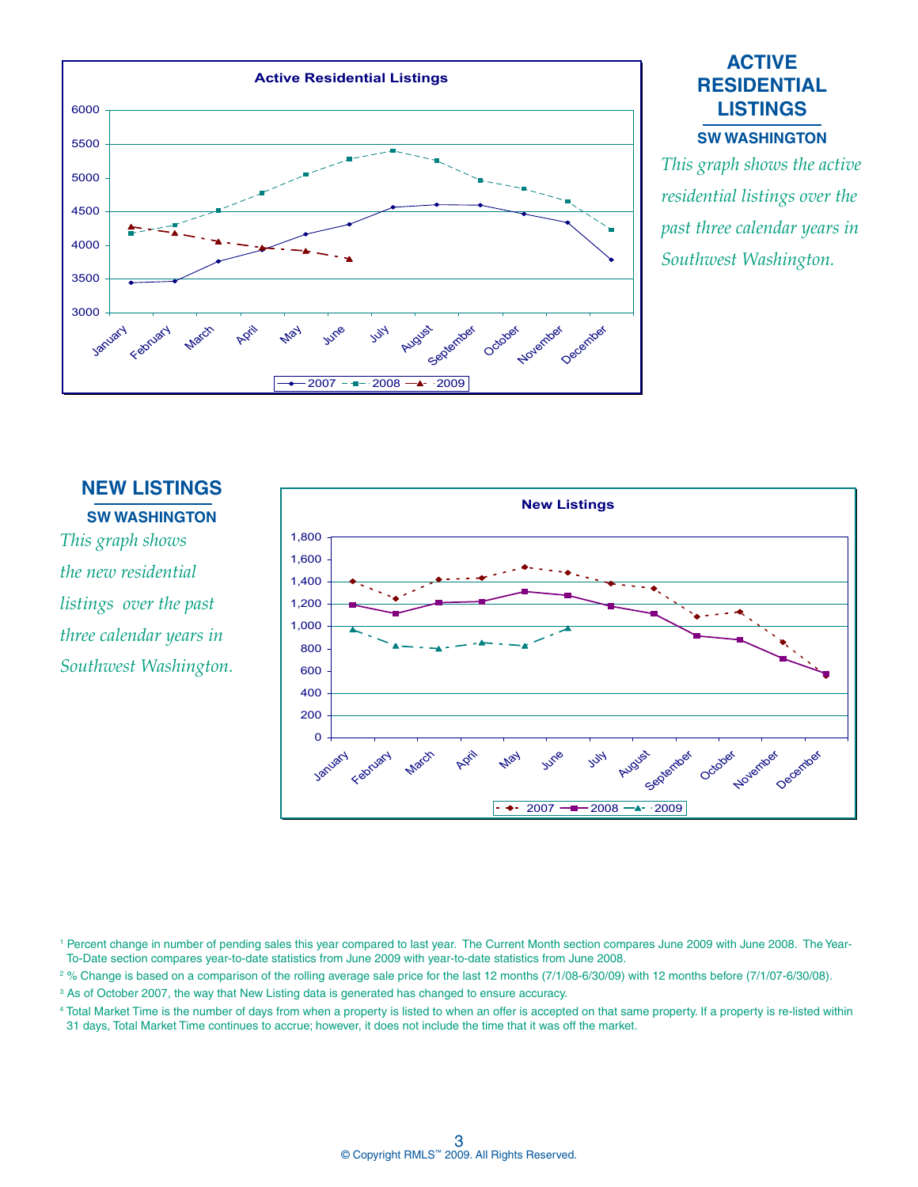## ACTIVE RESIDENTIAL LISTINGS

### SW WASHINGTON

*This graph shows the active residential listings over the past three calendar years in Southwest Washington.*

## NEW LISTINGS

### SW WASHINGTON

*This graph shows the new residential listings over the past three calendar years in Southwest Washington.*

[1] Percent change in number of pending sales this year compared to last year. The Current Month section compares June 2009 with June 2008. The Year-To-Date section compares year-to-date statistics from June 2009 with year-to-date statistics from June 2008.

[2] % Change is based on a comparison of the rolling average sale price for the last 12 months (7/1/08-6/30/09) with 12 months before (7/1/07-6/30/08).

[3] As of October 2007, the way that New Listing data is generated has changed to ensure accuracy.

[4] Total Market Time is the number of days from when a property is listed to when an offer is accepted on that same property. If a property is re-listed within 31 days, Total Market Time continues to accrue; however, it does not include the time that it was off the market.

© Copyright RMLS™ 2009. All Rights Reserved.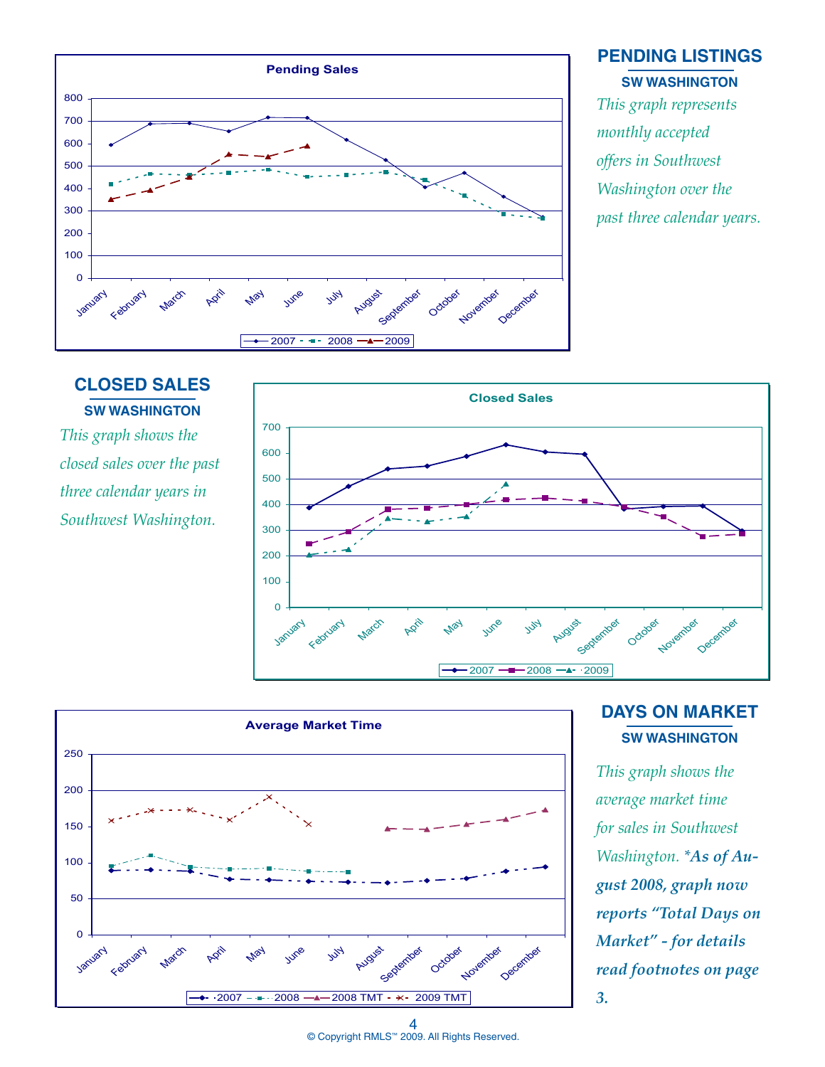Pending Sales

800
700
600
500
400
300
200
100
0

January February March April May June July August September October November December

2007 2008 2009

## PENDING LISTINGS

### SW WASHINGTON

*This graph represents monthly accepted offers in Southwest Washington over the past three calendar years.*

## CLOSED SALES

### SW WASHINGTON

*This graph shows the closed sales over the past three calendar years in Southwest Washington.*

Closed Sales

700
600
500
400
300
200
100
0

January February March April May June July August September October November December

2007 2008 2009

Average Market Time

250
200
150
100
50
0

January February March April May June July August September October November December

2007 2008 2008 TMT 2009 TMT

## DAYS ON MARKET

### SW WASHINGTON

*This graph shows the average market time for sales in Southwest Washington.* ***\*As of August 2008, graph now reports "Total Days on Market" - for details read footnotes on page 3.***

© Copyright RMLS™ 2009. All Rights Reserved.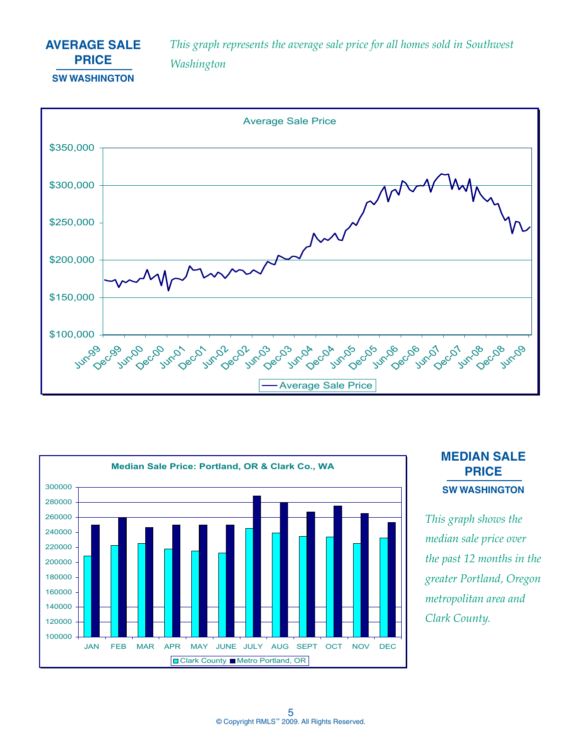## AVERAGE SALE PRICE

### SW WASHINGTON

*This graph represents the average sale price for all homes sold in Southwest Washington*

Average Sale Price

$350,000
$300,000
$250,000
$200,000
$150,000
$100,000

Jun-99 Dec-99 Jun-00 Dec-00 Jun-01 Dec-01 Jun-02 Dec-02 Jun-03 Dec-03 Jun-04 Dec-04 Jun-05 Dec-05 Jun-06 Dec-06 Jun-07 Dec-07 Jun-08 Dec-08 Jun-09

— Average Sale Price

Median Sale Price: Portland, OR & Clark Co., WA

300000
280000
260000
240000
220000
200000
180000
160000
140000
120000
100000

JAN FEB MAR APR MAY JUNE JULY AUG SEPT OCT NOV DEC

Clark County ■ Metro Portland, OR

## MEDIAN SALE PRICE

### SW WASHINGTON

*This graph shows the median sale price over the past 12 months in the greater Portland, Oregon metropolitan area and Clark County.*

© Copyright RMLS™ 2009. All Rights Reserved.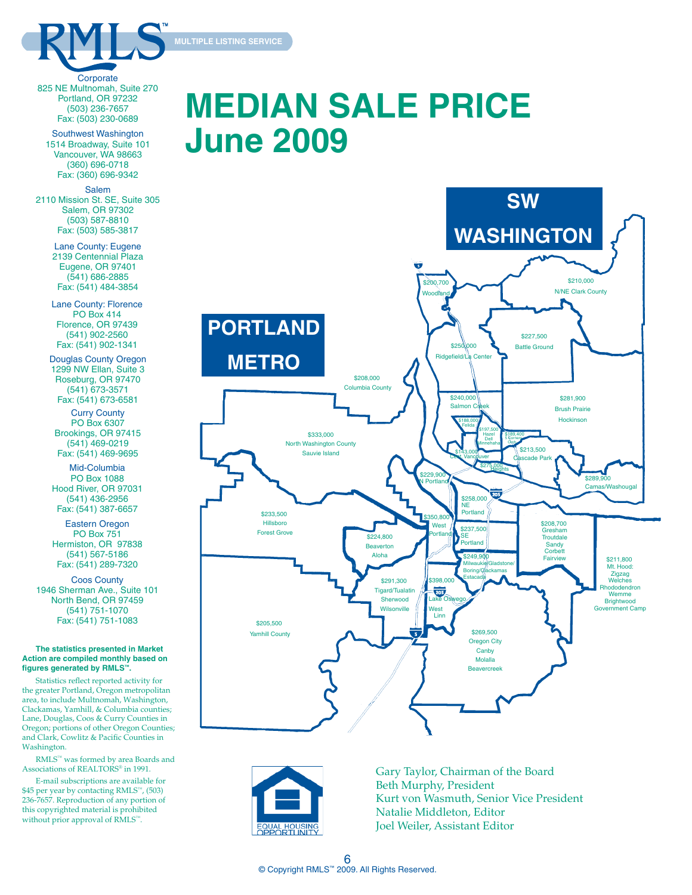RMLS™ MULTIPLE LISTING SERVICE

Corporate
825 NE Multnomah, Suite 270
Portland, OR 97232
(503) 236-7657
Fax: (503) 230-0689

Southwest Washington
1514 Broadway, Suite 101
Vancouver, WA 98663
(360) 696-0718
Fax: (360) 696-9342

Salem
2110 Mission St. SE, Suite 305
Salem, OR 97302
(503) 587-8810
Fax: (503) 585-3817

Lane County: Eugene
2139 Centennial Plaza
Eugene, OR 97401
(541) 686-2885
Fax: (541) 484-3854

Lane County: Florence
PO Box 414
Florence, OR 97439
(541) 902-2560
Fax: (541) 902-1341

Douglas County Oregon
1299 NW Ellan, Suite 3
Roseburg, OR 97470
(541) 673-3571
Fax: (541) 673-6581

Curry County
PO Box 6307
Brookings, OR 97415
(541) 469-0219
Fax: (541) 469-9695

Mid-Columbia
PO Box 1088
Hood River, OR 97031
(541) 436-2956
Fax: (541) 387-6657

Eastern Oregon
PO Box 751
Hermiston, OR 97838
(541) 567-5186
Fax: (541) 289-7320

Coos County
1946 Sherman Ave., Suite 101
North Bend, OR 97459
(541) 751-1070
Fax: (541) 751-1083

**The statistics presented in Market Action are compiled monthly based on figures generated by RMLS™.**

Statistics reflect reported activity for the greater Portland, Oregon metropolitan area, to include Multnomah, Washington, Clackamas, Yamhill, & Columbia counties; Lane, Douglas, Coos & Curry Counties in Oregon; portions of other Oregon Counties; and Clark, Cowlitz & Pacific Counties in Washington.

RMLS™ was formed by area Boards and Associations of REALTORS® in 1991.

E-mail subscriptions are available for $45 per year by contacting RMLS™, (503) 236-7657. Reproduction of any portion of this copyrighted material is prohibited without prior approval of RMLS™.

# MEDIAN SALE PRICE June 2009

SW WASHINGTON

PORTLAND METRO

$200,700 Woodland
$210,000 N/NE Clark County
$250,000 Ridgefield/La Center
$227,500 Battle Ground
$208,000 Columbia County
$240,000 Salmon Creek
$281,900 Brush Prairie Hockinson
$188,000 Felida
$197,500 Hazel Dell Minnehaha
$189,400 5 Corners Orchards
$213,500 Cascade Park
$333,000 North Washington County Sauvie Island
$143,000 Cent. Vancouver
$275,000 Heights
$229,900 N Portland
$289,900 Camas/Washougal
$258,000 NE Portland
$233,500 Hillsboro Forest Grove
$350,800 West Portland
$237,500 SE Portland
$208,700 Gresham Troutdale Sandy Corbett Fairview
$224,800 Beaverton Aloha
$249,900 Milwaukie/Gladstone/ Boring/Clackamas Estacada
$211,800 Mt. Hood: Zigzag Welches Rhododendron Wemme Brightwood Government Camp
$291,300 Tigard/Tualatin Sherwood Wilsonville
$398,000 Lake Oswego West Linn
$205,500 Yamhill County
$269,500 Oregon City Canby Molalla Beavercreek

EQUAL HOUSING OPPORTUNITY

Gary Taylor, Chairman of the Board
Beth Murphy, President
Kurt von Wasmuth, Senior Vice President
Natalie Middleton, Editor
Joel Weiler, Assistant Editor

© Copyright RMLS™ 2009. All Rights Reserved.